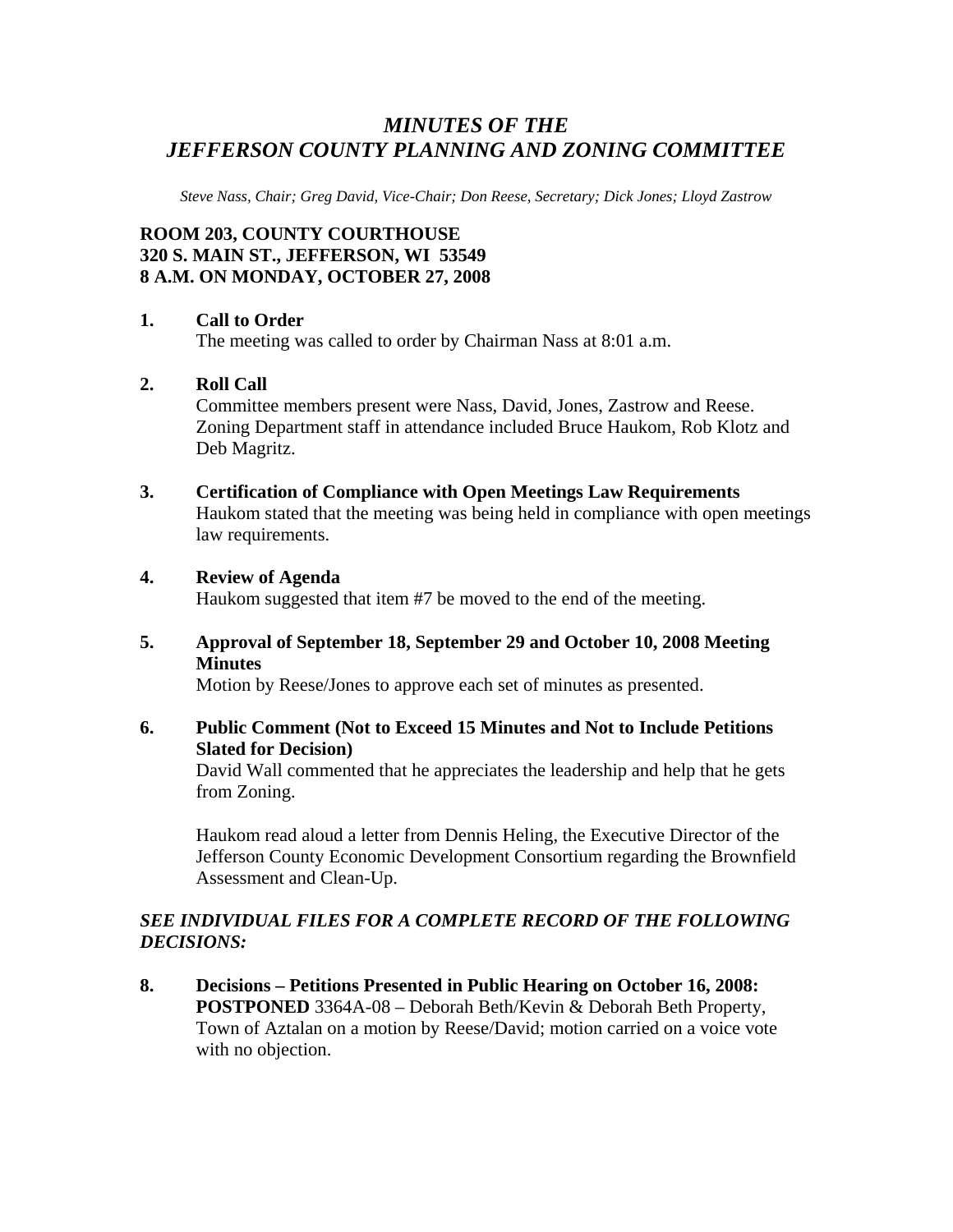# *MINUTES OF THE JEFFERSON COUNTY PLANNING AND ZONING COMMITTEE*

*Steve Nass, Chair; Greg David, Vice-Chair; Don Reese, Secretary; Dick Jones; Lloyd Zastrow*

**ROOM 203, COUNTY COURTHOUSE**
**320 S. MAIN ST., JEFFERSON, WI 53549**
**8 A.M. ON MONDAY, OCTOBER 27, 2008**

**1. Call to Order**
The meeting was called to order by Chairman Nass at 8:01 a.m.

**2. Roll Call**
Committee members present were Nass, David, Jones, Zastrow and Reese. Zoning Department staff in attendance included Bruce Haukom, Rob Klotz and Deb Magritz.

**3. Certification of Compliance with Open Meetings Law Requirements**
Haukom stated that the meeting was being held in compliance with open meetings law requirements.

**4. Review of Agenda**
Haukom suggested that item #7 be moved to the end of the meeting.

**5. Approval of September 18, September 29 and October 10, 2008 Meeting Minutes**
Motion by Reese/Jones to approve each set of minutes as presented.

**6. Public Comment (Not to Exceed 15 Minutes and Not to Include Petitions Slated for Decision)**
David Wall commented that he appreciates the leadership and help that he gets from Zoning.

Haukom read aloud a letter from Dennis Heling, the Executive Director of the Jefferson County Economic Development Consortium regarding the Brownfield Assessment and Clean-Up.

***SEE INDIVIDUAL FILES FOR A COMPLETE RECORD OF THE FOLLOWING DECISIONS:***

**8. Decisions – Petitions Presented in Public Hearing on October 16, 2008:**
**POSTPONED** 3364A-08 – Deborah Beth/Kevin & Deborah Beth Property, Town of Aztalan on a motion by Reese/David; motion carried on a voice vote with no objection.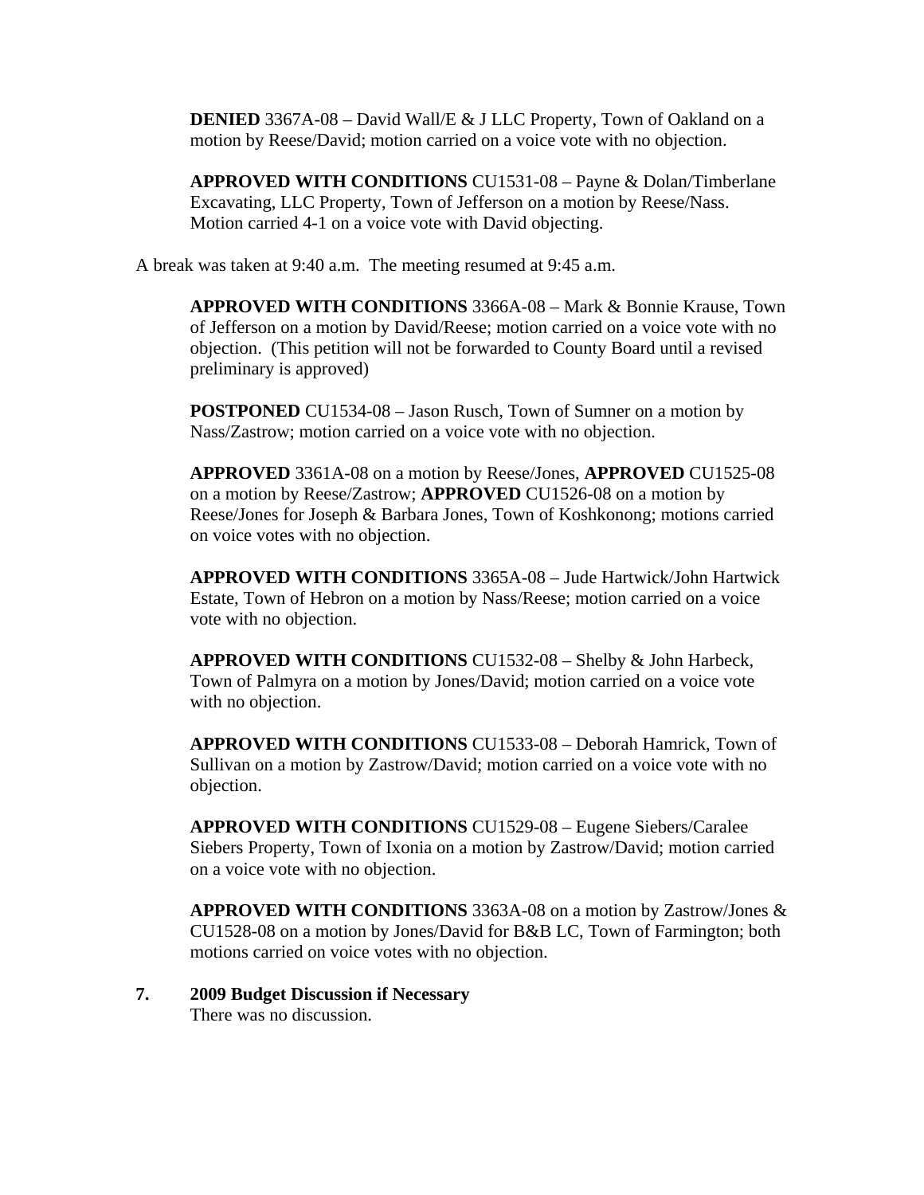**DENIED** 3367A-08 – David Wall/E & J LLC Property, Town of Oakland on a motion by Reese/David; motion carried on a voice vote with no objection.

**APPROVED WITH CONDITIONS** CU1531-08 – Payne & Dolan/Timberlane Excavating, LLC Property, Town of Jefferson on a motion by Reese/Nass. Motion carried 4-1 on a voice vote with David objecting.

A break was taken at 9:40 a.m. The meeting resumed at 9:45 a.m.

**APPROVED WITH CONDITIONS** 3366A-08 – Mark & Bonnie Krause, Town of Jefferson on a motion by David/Reese; motion carried on a voice vote with no objection. (This petition will not be forwarded to County Board until a revised preliminary is approved)

**POSTPONED** CU1534-08 – Jason Rusch, Town of Sumner on a motion by Nass/Zastrow; motion carried on a voice vote with no objection.

**APPROVED** 3361A-08 on a motion by Reese/Jones, **APPROVED** CU1525-08 on a motion by Reese/Zastrow; **APPROVED** CU1526-08 on a motion by Reese/Jones for Joseph & Barbara Jones, Town of Koshkonong; motions carried on voice votes with no objection.

**APPROVED WITH CONDITIONS** 3365A-08 – Jude Hartwick/John Hartwick Estate, Town of Hebron on a motion by Nass/Reese; motion carried on a voice vote with no objection.

**APPROVED WITH CONDITIONS** CU1532-08 – Shelby & John Harbeck, Town of Palmyra on a motion by Jones/David; motion carried on a voice vote with no objection.

**APPROVED WITH CONDITIONS** CU1533-08 – Deborah Hamrick, Town of Sullivan on a motion by Zastrow/David; motion carried on a voice vote with no objection.

**APPROVED WITH CONDITIONS** CU1529-08 – Eugene Siebers/Caralee Siebers Property, Town of Ixonia on a motion by Zastrow/David; motion carried on a voice vote with no objection.

**APPROVED WITH CONDITIONS** 3363A-08 on a motion by Zastrow/Jones & CU1528-08 on a motion by Jones/David for B&B LC, Town of Farmington; both motions carried on voice votes with no objection.

**7. 2009 Budget Discussion if Necessary**

There was no discussion.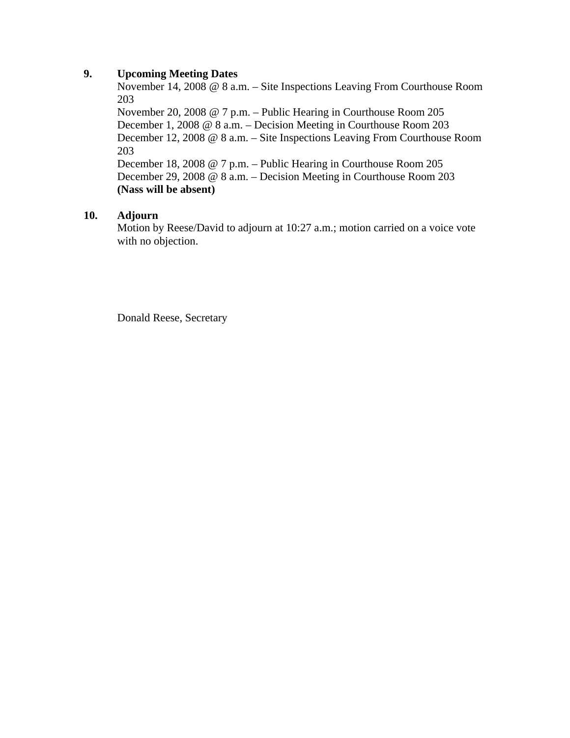**9. Upcoming Meeting Dates**

November 14, 2008 @ 8 a.m. – Site Inspections Leaving From Courthouse Room 203
November 20, 2008 @ 7 p.m. – Public Hearing in Courthouse Room 205
December 1, 2008 @ 8 a.m. – Decision Meeting in Courthouse Room 203
December 12, 2008 @ 8 a.m. – Site Inspections Leaving From Courthouse Room 203
December 18, 2008 @ 7 p.m. – Public Hearing in Courthouse Room 205
December 29, 2008 @ 8 a.m. – Decision Meeting in Courthouse Room 203
**(Nass will be absent)**

**10. Adjourn**

Motion by Reese/David to adjourn at 10:27 a.m.; motion carried on a voice vote with no objection.

Donald Reese, Secretary